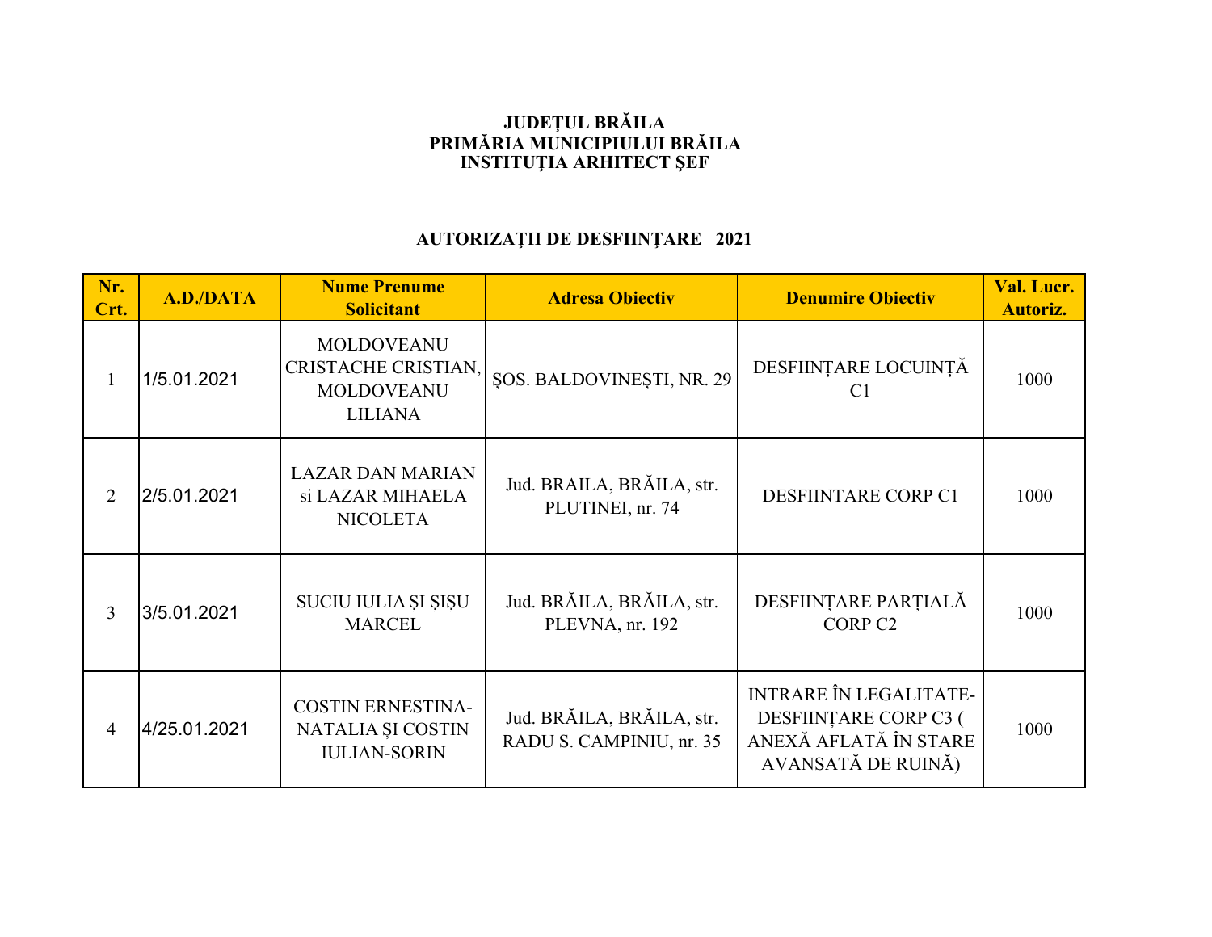**JUDEȚUL BRĂILA**
**PRIMĂRIA MUNICIPIULUI BRĂILA**
**INSTITUȚIA ARHITECT ȘEF**

## AUTORIZAȚII DE DESFIINȚARE 2021

| Nr. Crt. | A.D./DATA | Nume Prenume Solicitant | Adresa Obiectiv | Denumire Obiectiv | Val. Lucr. Autoriz. |
|---|---|---|---|---|---|
| 1 | 1/5.01.2021 | MOLDOVEANU CRISTACHE CRISTIAN, MOLDOVEANU LILIANA | ȘOS. BALDOVINEȘTI, NR. 29 | DESFIINȚARE LOCUINȚĂ C1 | 1000 |
| 2 | 2/5.01.2021 | LAZAR DAN MARIAN si LAZAR MIHAELA NICOLETA | Jud. BRAILA, BRĂILA, str. PLUTINEI, nr. 74 | DESFIINTARE CORP C1 | 1000 |
| 3 | 3/5.01.2021 | SUCIU IULIA ȘI ȘIȘU MARCEL | Jud. BRĂILA, BRĂILA, str. PLEVNA, nr. 192 | DESFIINȚARE PARȚIALĂ CORP C2 | 1000 |
| 4 | 4/25.01.2021 | COSTIN ERNESTINA-NATALIA ȘI COSTIN IULIAN-SORIN | Jud. BRĂILA, BRĂILA, str. RADU S. CAMPINIU, nr. 35 | INTRARE ÎN LEGALITATE-DESFIINȚARE CORP C3 ( ANEXĂ AFLATĂ ÎN STARE AVANSATĂ DE RUINĂ) | 1000 |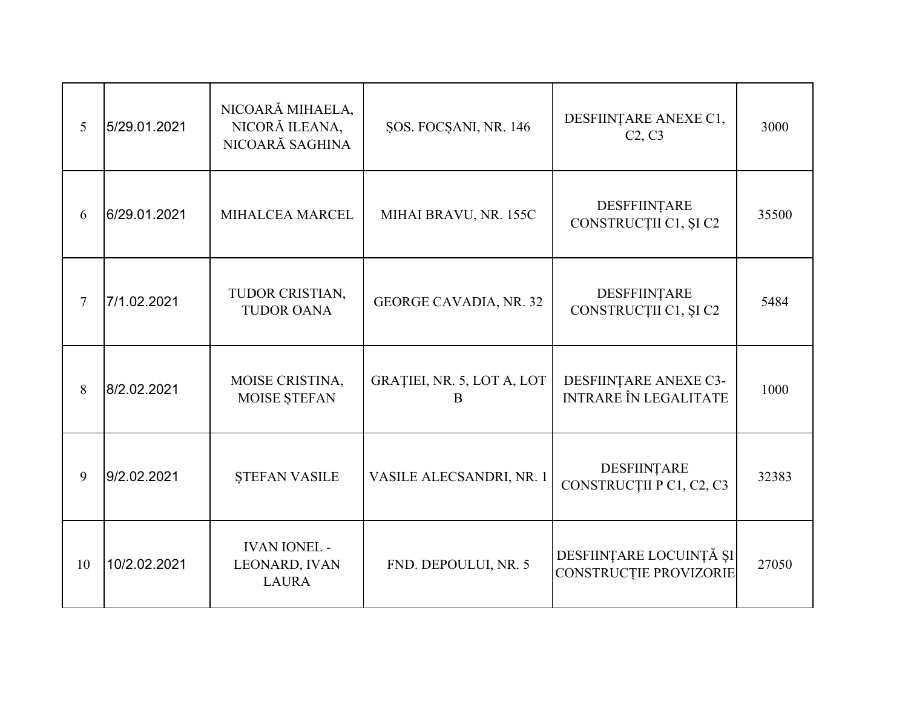| | | | | | |
|---|---|---|---|---|---|
| 5 | 5/29.01.2021 | NICOARĂ MIHAELA, NICORĂ ILEANA, NICOARĂ SAGHINA | ȘOS. FOCȘANI, NR. 146 | DESFIINȚARE ANEXE C1, C2, C3 | 3000 |
| 6 | 6/29.01.2021 | MIHALCEA MARCEL | MIHAI BRAVU, NR. 155C | DESFFIINȚARE CONSTRUCȚII C1, ȘI C2 | 35500 |
| 7 | 7/1.02.2021 | TUDOR CRISTIAN, TUDOR OANA | GEORGE CAVADIA, NR. 32 | DESFFIINȚARE CONSTRUCȚII C1, ȘI C2 | 5484 |
| 8 | 8/2.02.2021 | MOISE CRISTINA, MOISE ȘTEFAN | GRAȚIEI, NR. 5, LOT A, LOT B | DESFIINȚARE ANEXE C3-INTRARE ÎN LEGALITATE | 1000 |
| 9 | 9/2.02.2021 | ȘTEFAN VASILE | VASILE ALECSANDRI, NR. 1 | DESFIINȚARE CONSTRUCȚII P C1, C2, C3 | 32383 |
| 10 | 10/2.02.2021 | IVAN IONEL - LEONARD, IVAN LAURA | FND. DEPOULUI, NR. 5 | DESFIINȚARE LOCUINȚĂ ȘI CONSTRUCȚIE PROVIZORIE | 27050 |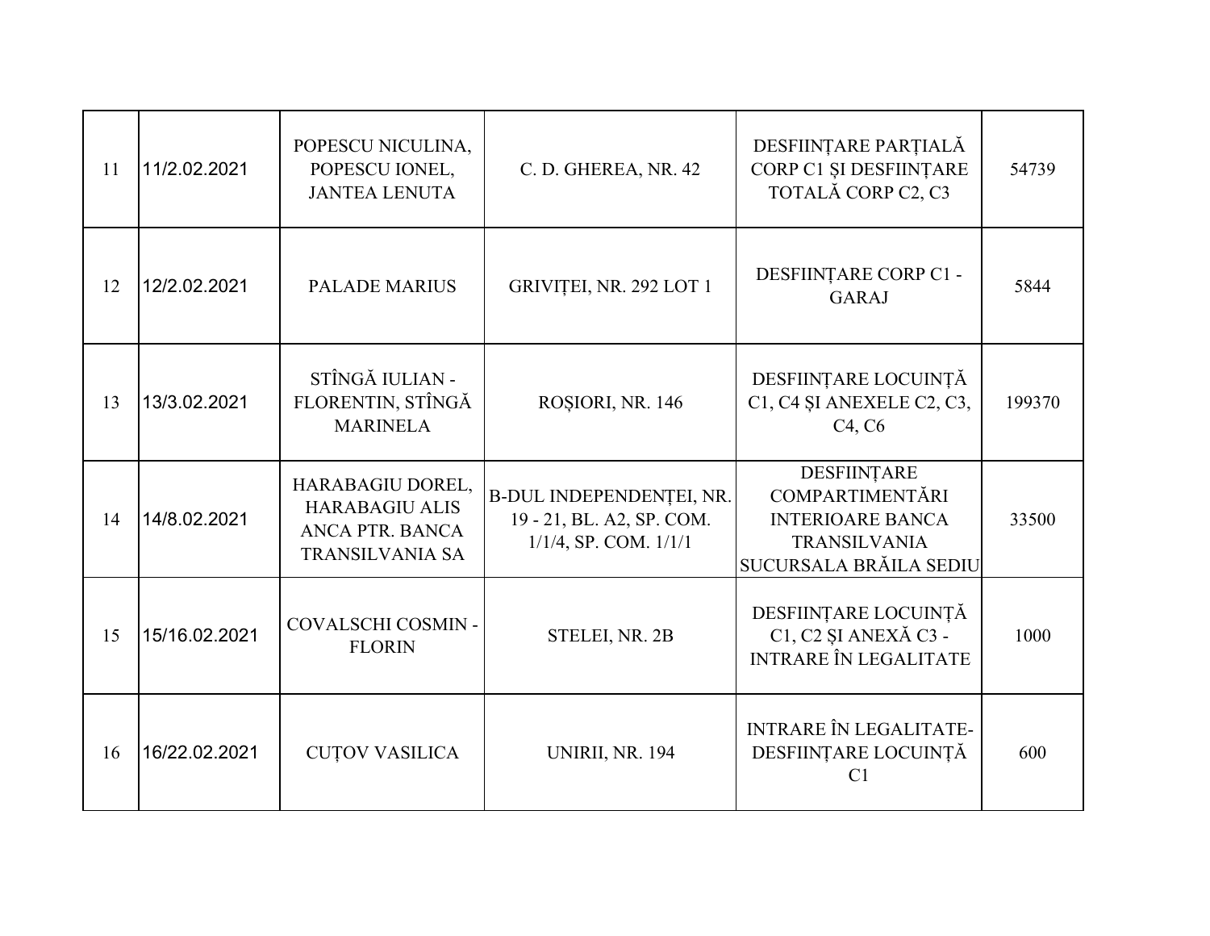| | | | | | |
|---|---|---|---|---|---|
| 11 | 11/2.02.2021 | POPESCU NICULINA, POPESCU IONEL, JANTEA LENUTA | C. D. GHEREA, NR. 42 | DESFIINȚARE PARȚIALĂ CORP C1 ȘI DESFIINȚARE TOTALĂ CORP C2, C3 | 54739 |
| 12 | 12/2.02.2021 | PALADE MARIUS | GRIVIȚEI, NR. 292 LOT 1 | DESFIINȚARE CORP C1 - GARAJ | 5844 |
| 13 | 13/3.02.2021 | STÎNGĂ IULIAN - FLORENTIN, STÎNGĂ MARINELA | ROȘIORI, NR. 146 | DESFIINȚARE LOCUINȚĂ C1, C4 ȘI ANEXELE C2, C3, C4, C6 | 199370 |
| 14 | 14/8.02.2021 | HARABAGIU DOREL, HARABAGIU ALIS ANCA PTR. BANCA TRANSILVANIA SA | B-DUL INDEPENDENȚEI, NR. 19 - 21, BL. A2, SP. COM. 1/1/4, SP. COM. 1/1/1 | DESFIINȚARE COMPARTIMENTĂRI INTERIOARE BANCA TRANSILVANIA SUCURSALA BRĂILA SEDIU | 33500 |
| 15 | 15/16.02.2021 | COVALSCHI COSMIN - FLORIN | STELEI, NR. 2B | DESFIINȚARE LOCUINȚĂ C1, C2 ȘI ANEXĂ C3 - INTRARE ÎN LEGALITATE | 1000 |
| 16 | 16/22.02.2021 | CUȚOV VASILICA | UNIRII, NR. 194 | INTRARE ÎN LEGALITATE- DESFIINȚARE LOCUINȚĂ C1 | 600 |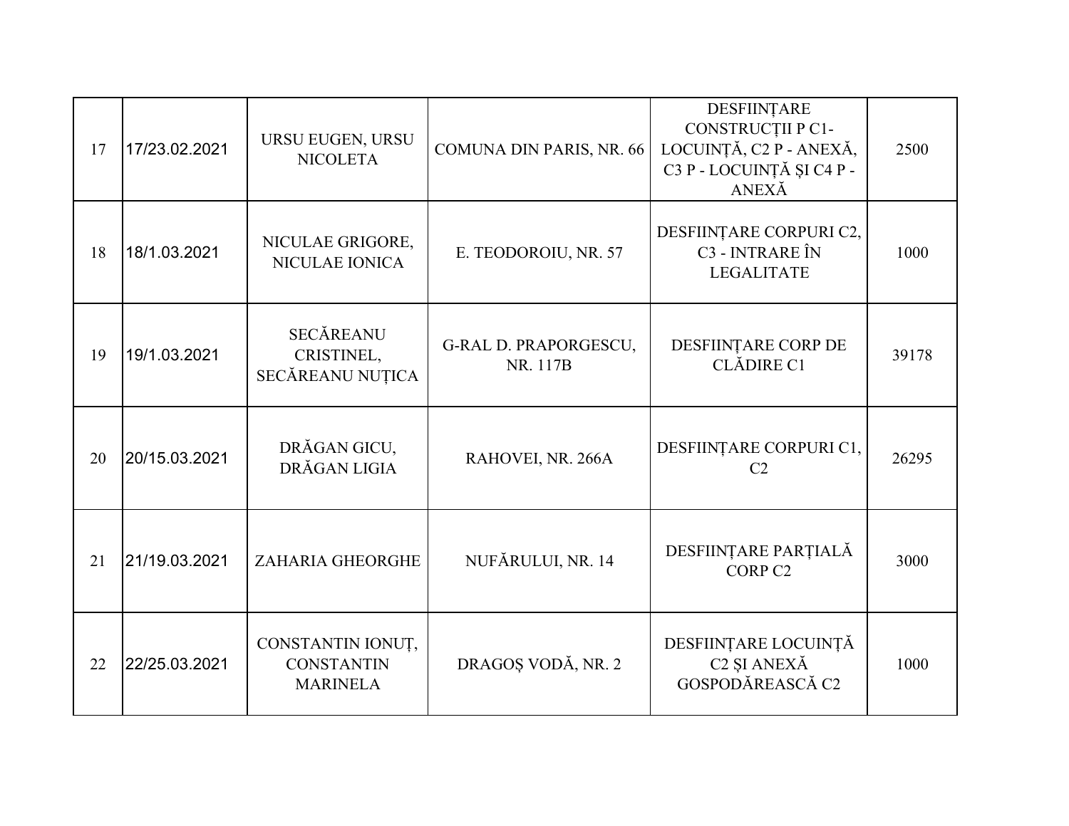| | | | | | |
|---|---|---|---|---|---|
| 17 | 17/23.02.2021 | URSU EUGEN, URSU NICOLETA | COMUNA DIN PARIS, NR. 66 | DESFIINȚARE CONSTRUCȚII P C1- LOCUINȚĂ, C2 P - ANEXĂ, C3 P - LOCUINȚĂ ȘI C4 P - ANEXĂ | 2500 |
| 18 | 18/1.03.2021 | NICULAE GRIGORE, NICULAE IONICA | E. TEODOROIU, NR. 57 | DESFIINȚARE CORPURI C2, C3 - INTRARE ÎN LEGALITATE | 1000 |
| 19 | 19/1.03.2021 | SECĂREANU CRISTINEL, SECĂREANU NUȚICA | G-RAL D. PRAPORGESCU, NR. 117B | DESFIINȚARE CORP DE CLĂDIRE C1 | 39178 |
| 20 | 20/15.03.2021 | DRĂGAN GICU, DRĂGAN LIGIA | RAHOVEI, NR. 266A | DESFIINȚARE CORPURI C1, C2 | 26295 |
| 21 | 21/19.03.2021 | ZAHARIA GHEORGHE | NUFĂRULUI, NR. 14 | DESFIINȚARE PARȚIALĂ CORP C2 | 3000 |
| 22 | 22/25.03.2021 | CONSTANTIN IONUȚ, CONSTANTIN MARINELA | DRAGOȘ VODĂ, NR. 2 | DESFIINȚARE LOCUINȚĂ C2 ȘI ANEXĂ GOSPODĂREASCĂ C2 | 1000 |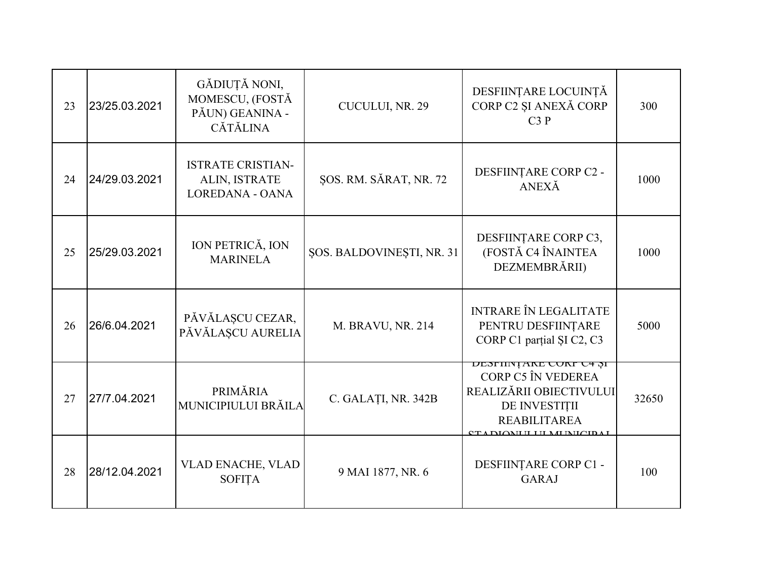| 23 | 23/25.03.2021 | GĂDIUȚĂ NONI, MOMESCU, (FOSTĂ PĂUN) GEANINA - CĂTĂLINA | CUCULUI, NR. 29 | DESFIINȚARE LOCUINȚĂ CORP C2 ȘI ANEXĂ CORP C3 P | 300 |
|---|---|---|---|---|---|
| 24 | 24/29.03.2021 | ISTRATE CRISTIAN-ALIN, ISTRATE LOREDANA - OANA | ȘOS. RM. SĂRAT, NR. 72 | DESFIINȚARE CORP C2 - ANEXĂ | 1000 |
| 25 | 25/29.03.2021 | ION PETRICĂ, ION MARINELA | ȘOS. BALDOVINEȘTI, NR. 31 | DESFIINȚARE CORP C3, (FOSTĂ C4 ÎNAINTEA DEZMEMBRĂRII) | 1000 |
| 26 | 26/6.04.2021 | PĂVĂLAȘCU CEZAR, PĂVĂLAȘCU AURELIA | M. BRAVU, NR. 214 | INTRARE ÎN LEGALITATE PENTRU DESFIINȚARE CORP C1 parțial ȘI C2, C3 | 5000 |
| 27 | 27/7.04.2021 | PRIMĂRIA MUNICIPIULUI BRĂILA | C. GALAȚI, NR. 342B | DESFIINȚARE CORP C4 ȘI CORP C5 ÎN VEDEREA REALIZĂRII OBIECTIVULUI DE INVESTIȚII REABILITAREA STADIONULUI MUNICIPAL | 32650 |
| 28 | 28/12.04.2021 | VLAD ENACHE, VLAD SOFIȚA | 9 MAI 1877, NR. 6 | DESFIINȚARE CORP C1 - GARAJ | 100 |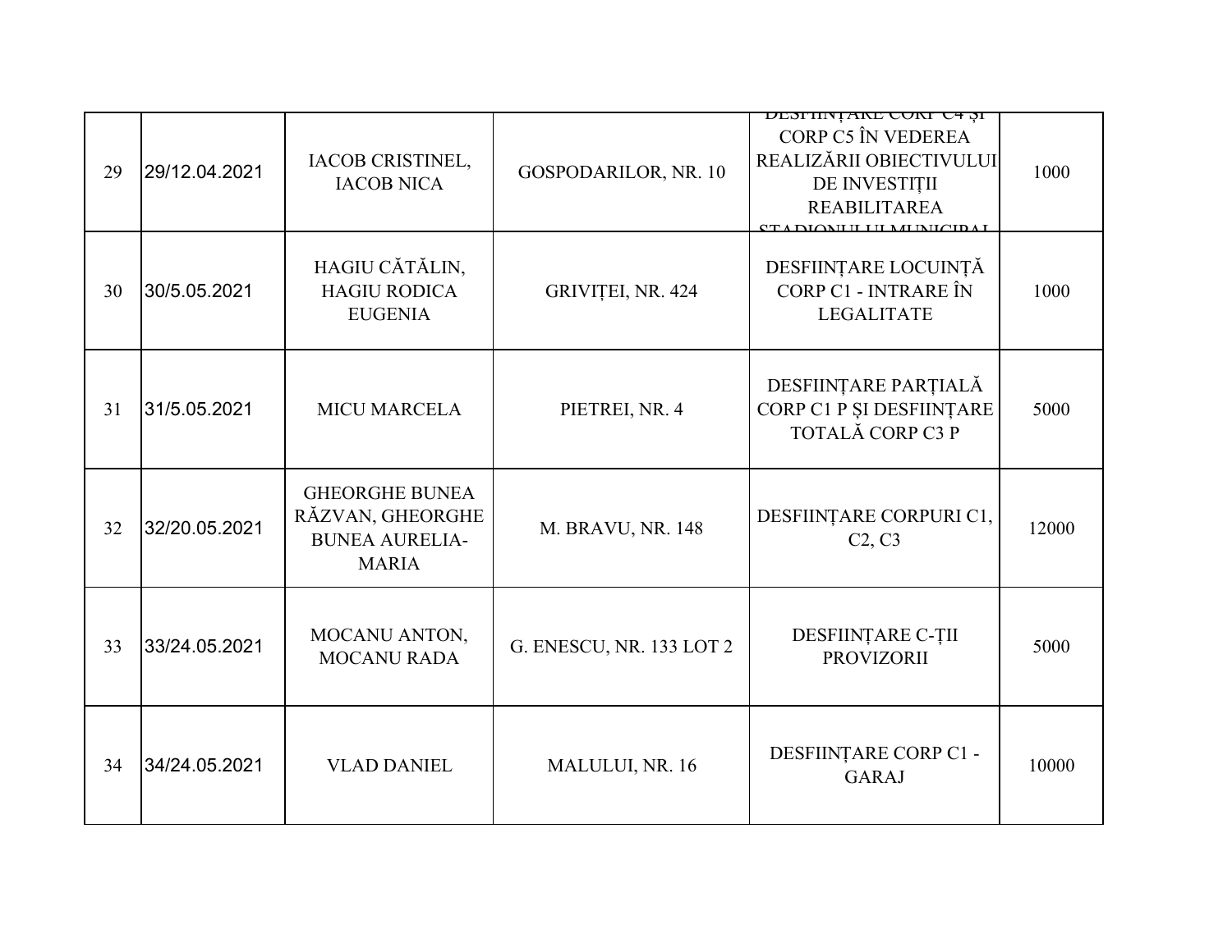| | | | | | |
|---|---|---|---|---|---|
| 29 | 29/12.04.2021 | IACOB CRISTINEL, IACOB NICA | GOSPODARILOR, NR. 10 | DESFIINȚARE CORP C4 ȘI CORP C5 ÎN VEDEREA REALIZĂRII OBIECTIVULUI DE INVESTIȚII REABILITAREA STADIONULUI MUNICIPAL | 1000 |
| 30 | 30/5.05.2021 | HAGIU CĂTĂLIN, HAGIU RODICA EUGENIA | GRIVIȚEI, NR. 424 | DESFIINȚARE LOCUINȚĂ CORP C1 - INTRARE ÎN LEGALITATE | 1000 |
| 31 | 31/5.05.2021 | MICU MARCELA | PIETREI, NR. 4 | DESFIINȚARE PARȚIALĂ CORP C1 P ȘI DESFIINȚARE TOTALĂ CORP C3 P | 5000 |
| 32 | 32/20.05.2021 | GHEORGHE BUNEA RĂZVAN, GHEORGHE BUNEA AURELIA-MARIA | M. BRAVU, NR. 148 | DESFIINȚARE CORPURI C1, C2, C3 | 12000 |
| 33 | 33/24.05.2021 | MOCANU ANTON, MOCANU RADA | G. ENESCU, NR. 133 LOT 2 | DESFIINȚARE C-ȚII PROVIZORII | 5000 |
| 34 | 34/24.05.2021 | VLAD DANIEL | MALULUI, NR. 16 | DESFIINȚARE CORP C1 - GARAJ | 10000 |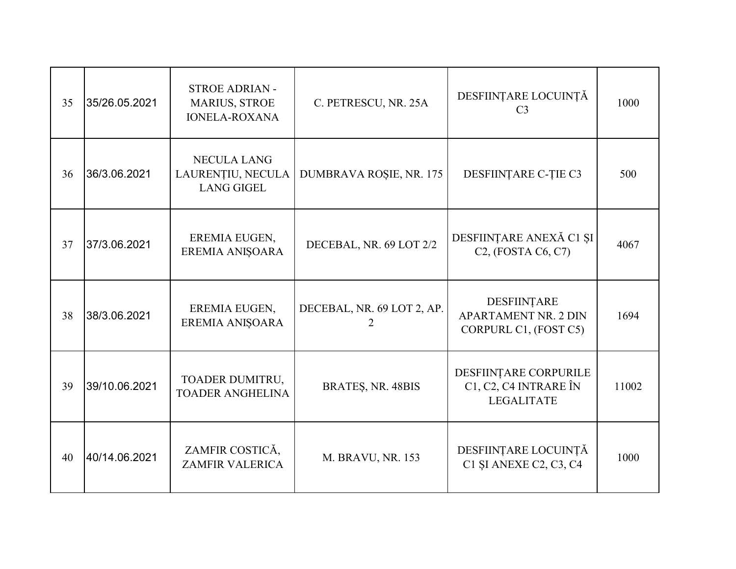| | | | | | |
|---|---|---|---|---|---|
| 35 | 35/26.05.2021 | STROE ADRIAN - MARIUS, STROE IONELA-ROXANA | C. PETRESCU, NR. 25A | DESFIINȚARE LOCUINȚĂ C3 | 1000 |
| 36 | 36/3.06.2021 | NECULA LANG LAURENȚIU, NECULA LANG GIGEL | DUMBRAVA ROȘIE, NR. 175 | DESFIINȚARE C-ȚIE C3 | 500 |
| 37 | 37/3.06.2021 | EREMIA EUGEN, EREMIA ANIȘOARA | DECEBAL, NR. 69 LOT 2/2 | DESFIINȚARE ANEXĂ C1 ȘI C2, (FOSTA C6, C7) | 4067 |
| 38 | 38/3.06.2021 | EREMIA EUGEN, EREMIA ANIȘOARA | DECEBAL, NR. 69 LOT 2, AP. 2 | DESFIINȚARE APARTAMENT NR. 2 DIN CORPURL C1, (FOST C5) | 1694 |
| 39 | 39/10.06.2021 | TOADER DUMITRU, TOADER ANGHELINA | BRATEȘ, NR. 48BIS | DESFIINȚARE CORPURILE C1, C2, C4 INTRARE ÎN LEGALITATE | 11002 |
| 40 | 40/14.06.2021 | ZAMFIR COSTICĂ, ZAMFIR VALERICA | M. BRAVU, NR. 153 | DESFIINȚARE LOCUINȚĂ C1 ȘI ANEXE C2, C3, C4 | 1000 |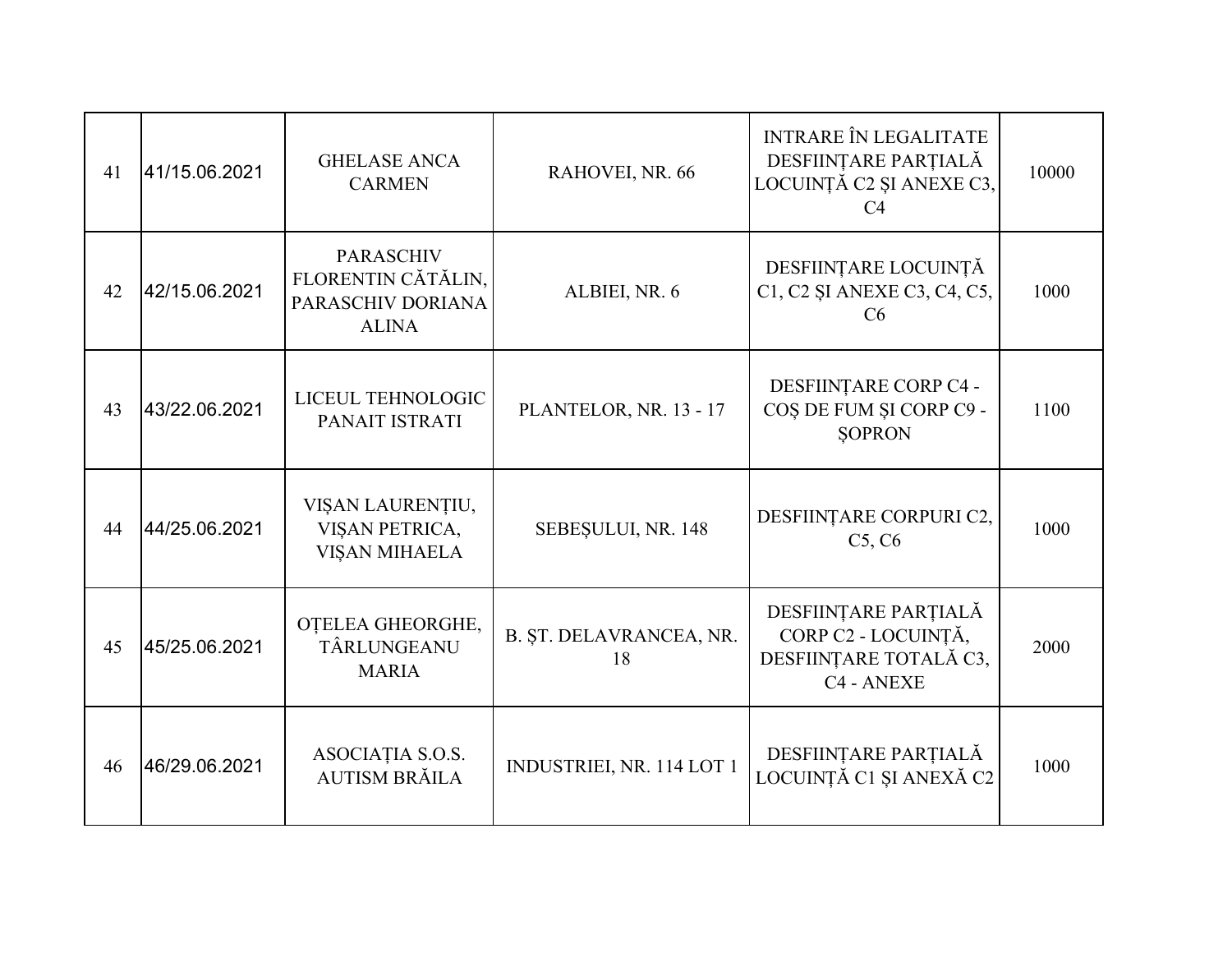| 41 | 41/15.06.2021 | GHELASE ANCA CARMEN | RAHOVEI, NR. 66 | INTRARE ÎN LEGALITATE DESFIINȚARE PARȚIALĂ LOCUINȚĂ C2 ȘI ANEXE C3, C4 | 10000 |
|---|---|---|---|---|---|
| 42 | 42/15.06.2021 | PARASCHIV FLORENTIN CĂTĂLIN, PARASCHIV DORIANA ALINA | ALBIEI, NR. 6 | DESFIINȚARE LOCUINȚĂ C1, C2 ȘI ANEXE C3, C4, C5, C6 | 1000 |
| 43 | 43/22.06.2021 | LICEUL TEHNOLOGIC PANAIT ISTRATI | PLANTELOR, NR. 13 - 17 | DESFIINȚARE CORP C4 - COȘ DE FUM ȘI CORP C9 - ȘOPRON | 1100 |
| 44 | 44/25.06.2021 | VIȘAN LAURENȚIU, VIȘAN PETRICA, VIȘAN MIHAELA | SEBEȘULUI, NR. 148 | DESFIINȚARE CORPURI C2, C5, C6 | 1000 |
| 45 | 45/25.06.2021 | OȚELEA GHEORGHE, TÂRLUNGEANU MARIA | B. ȘT. DELAVRANCEA, NR. 18 | DESFIINȚARE PARȚIALĂ CORP C2 - LOCUINȚĂ, DESFIINȚARE TOTALĂ C3, C4 - ANEXE | 2000 |
| 46 | 46/29.06.2021 | ASOCIAȚIA S.O.S. AUTISM BRĂILA | INDUSTRIEI, NR. 114 LOT 1 | DESFIINȚARE PARȚIALĂ LOCUINȚĂ C1 ȘI ANEXĂ C2 | 1000 |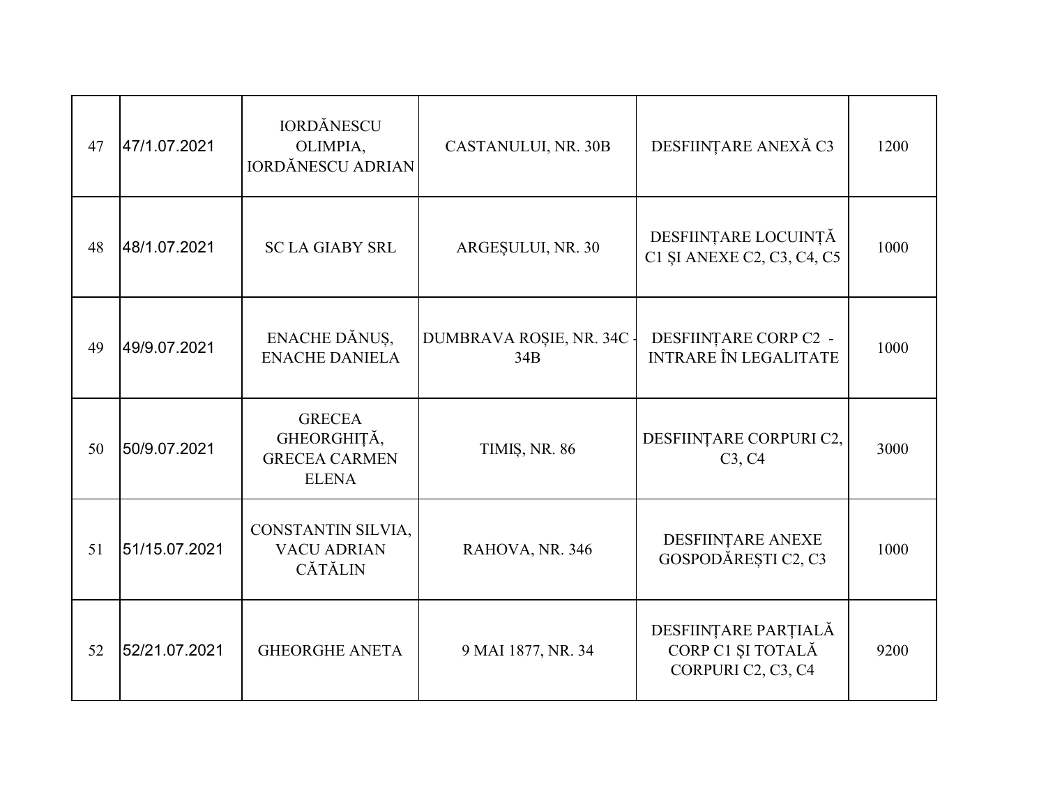| | | | | | |
|---|---|---|---|---|---|
| 47 | 47/1.07.2021 | IORDĂNESCU OLIMPIA, IORDĂNESCU ADRIAN | CASTANULUI, NR. 30B | DESFIINȚARE ANEXĂ C3 | 1200 |
| 48 | 48/1.07.2021 | SC LA GIABY SRL | ARGEȘULUI, NR. 30 | DESFIINȚARE LOCUINȚĂ C1 ȘI ANEXE C2, C3, C4, C5 | 1000 |
| 49 | 49/9.07.2021 | ENACHE DĂNUȘ, ENACHE DANIELA | DUMBRAVA ROȘIE, NR. 34C - 34B | DESFIINȚARE CORP C2 - INTRARE ÎN LEGALITATE | 1000 |
| 50 | 50/9.07.2021 | GRECEA GHEORGHIȚĂ, GRECEA CARMEN ELENA | TIMIȘ, NR. 86 | DESFIINȚARE CORPURI C2, C3, C4 | 3000 |
| 51 | 51/15.07.2021 | CONSTANTIN SILVIA, VACU ADRIAN CĂTĂLIN | RAHOVA, NR. 346 | DESFIINȚARE ANEXE GOSPODĂREȘTI C2, C3 | 1000 |
| 52 | 52/21.07.2021 | GHEORGHE ANETA | 9 MAI 1877, NR. 34 | DESFIINȚARE PARȚIALĂ CORP C1 ȘI TOTALĂ CORPURI C2, C3, C4 | 9200 |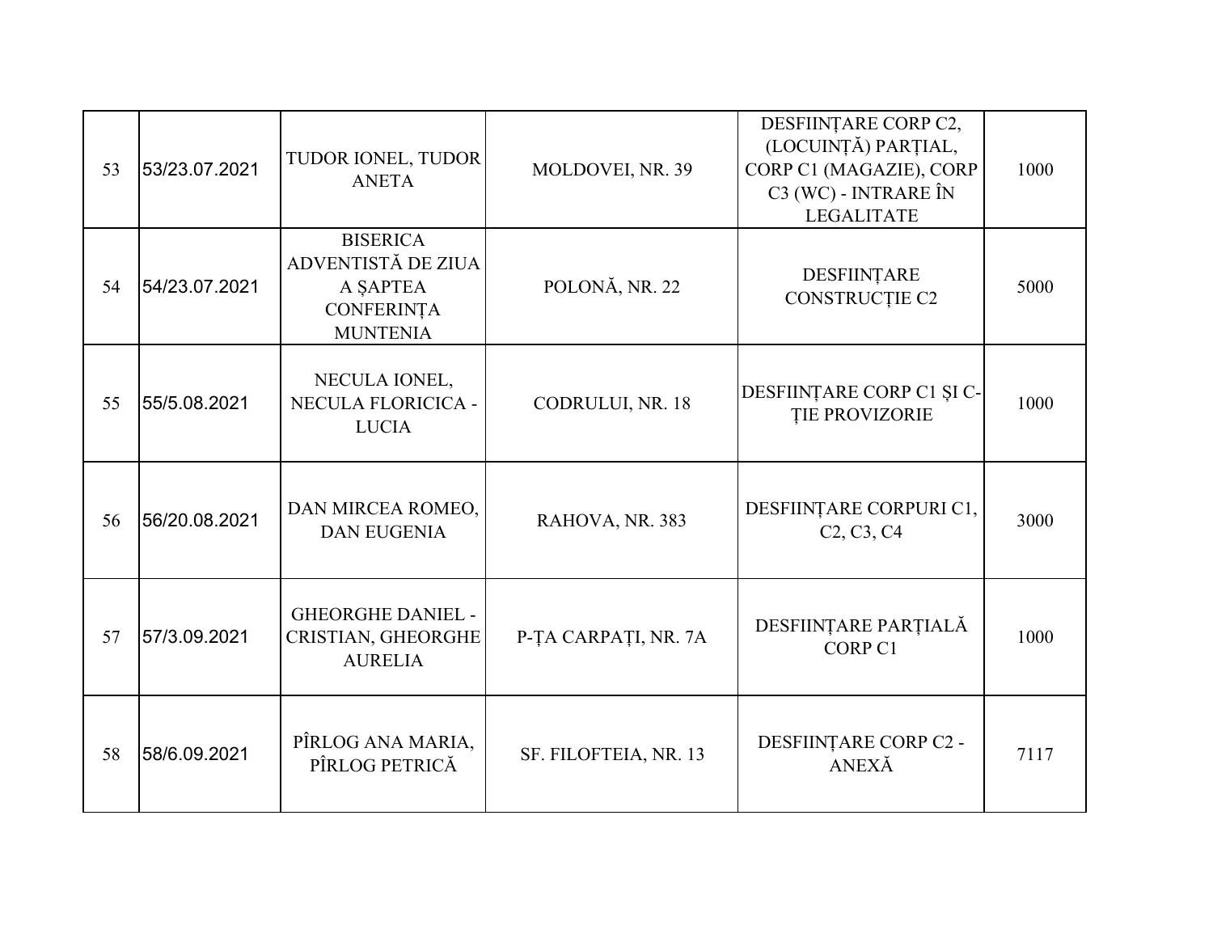| 53 | 53/23.07.2021 | TUDOR IONEL, TUDOR ANETA | MOLDOVEI, NR. 39 | DESFIINȚARE CORP C2, (LOCUINȚĂ) PARȚIAL, CORP C1 (MAGAZIE), CORP C3 (WC) - INTRARE ÎN LEGALITATE | 1000 |
|---|---|---|---|---|---|
| 54 | 54/23.07.2021 | BISERICA ADVENTISTĂ DE ZIUA A ȘAPTEA CONFERINȚA MUNTENIA | POLONĂ, NR. 22 | DESFIINȚARE CONSTRUCȚIE C2 | 5000 |
| 55 | 55/5.08.2021 | NECULA IONEL, NECULA FLORICICA - LUCIA | CODRULUI, NR. 18 | DESFIINȚARE CORP C1 ȘI C-ȚIE PROVIZORIE | 1000 |
| 56 | 56/20.08.2021 | DAN MIRCEA ROMEO, DAN EUGENIA | RAHOVA, NR. 383 | DESFIINȚARE CORPURI C1, C2, C3, C4 | 3000 |
| 57 | 57/3.09.2021 | GHEORGHE DANIEL - CRISTIAN, GHEORGHE AURELIA | P-ȚA CARPAȚI, NR. 7A | DESFIINȚARE PARȚIALĂ CORP C1 | 1000 |
| 58 | 58/6.09.2021 | PÎRLOG ANA MARIA, PÎRLOG PETRICĂ | SF. FILOFTEIA, NR. 13 | DESFIINȚARE CORP C2 - ANEXĂ | 7117 |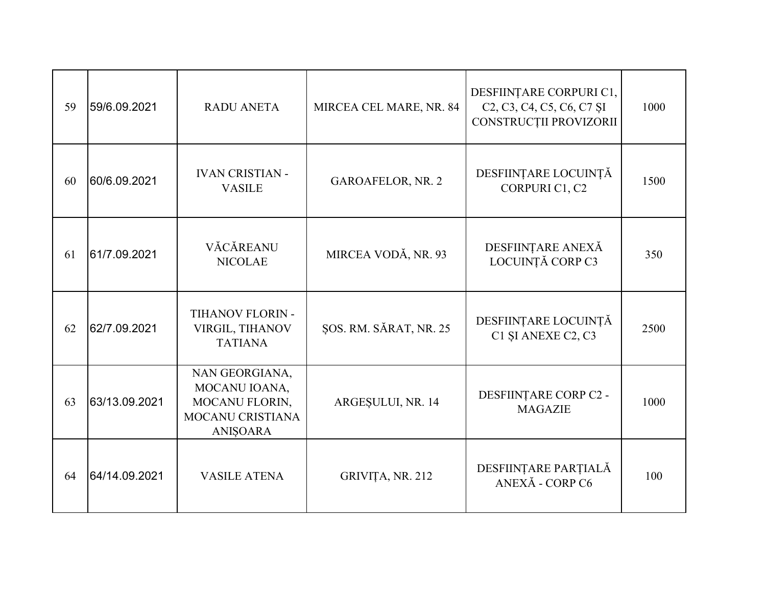| 59 | 59/6.09.2021 | RADU ANETA | MIRCEA CEL MARE, NR. 84 | DESFIINȚARE CORPURI C1, C2, C3, C4, C5, C6, C7 ȘI CONSTRUCȚII PROVIZORII | 1000 |
|---|---|---|---|---|---|
| 60 | 60/6.09.2021 | IVAN CRISTIAN - VASILE | GAROAFELOR, NR. 2 | DESFIINȚARE LOCUINȚĂ CORPURI C1, C2 | 1500 |
| 61 | 61/7.09.2021 | VĂCĂREANU NICOLAE | MIRCEA VODĂ, NR. 93 | DESFIINȚARE ANEXĂ LOCUINȚĂ CORP C3 | 350 |
| 62 | 62/7.09.2021 | TIHANOV FLORIN - VIRGIL, TIHANOV TATIANA | ȘOS. RM. SĂRAT, NR. 25 | DESFIINȚARE LOCUINȚĂ C1 ȘI ANEXE C2, C3 | 2500 |
| 63 | 63/13.09.2021 | NAN GEORGIANA, MOCANU IOANA, MOCANU FLORIN, MOCANU CRISTIANA ANIȘOARA | ARGEȘULUI, NR. 14 | DESFIINȚARE CORP C2 - MAGAZIE | 1000 |
| 64 | 64/14.09.2021 | VASILE ATENA | GRIVIȚA, NR. 212 | DESFIINȚARE PARȚIALĂ ANEXĂ - CORP C6 | 100 |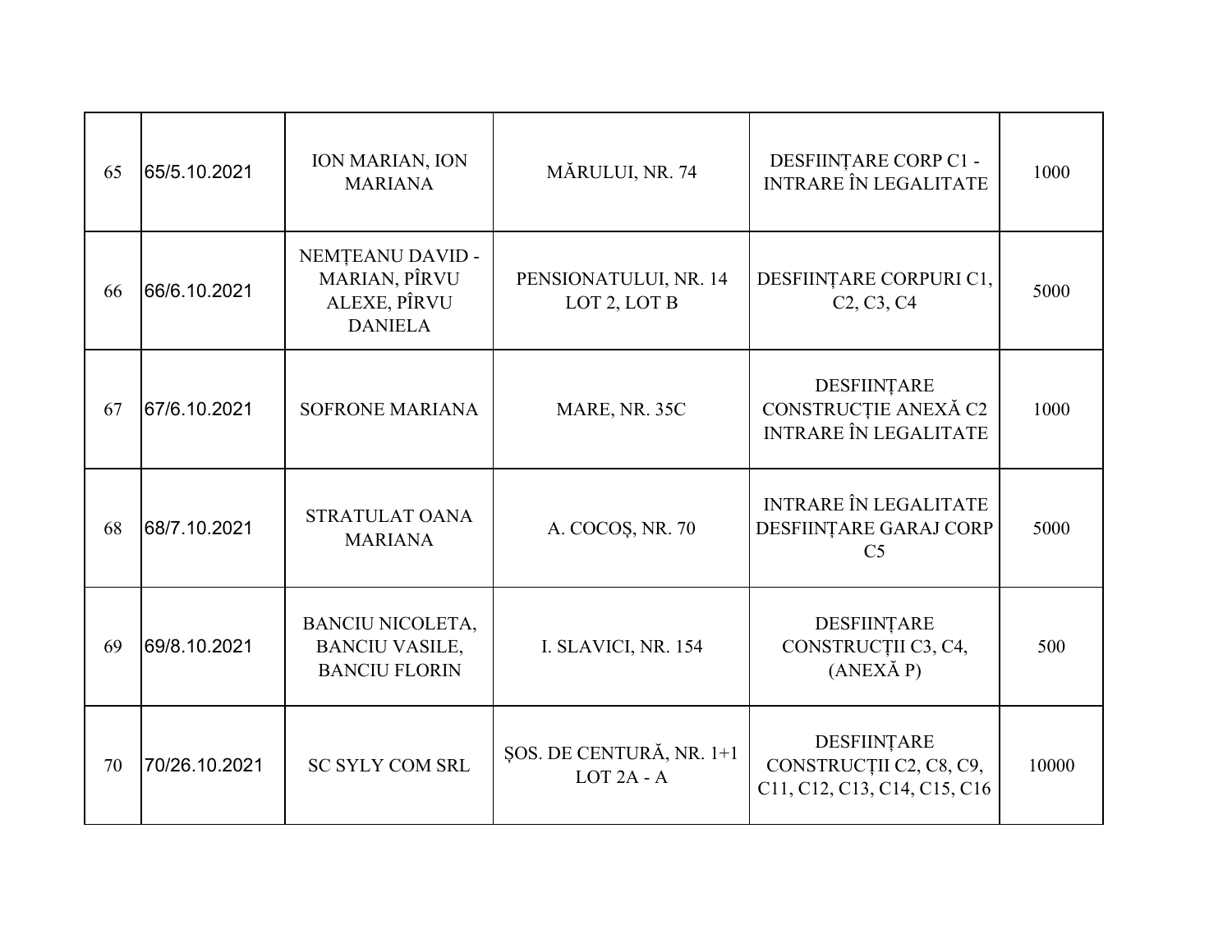| | | | | | |
|---|---|---|---|---|---|
| 65 | 65/5.10.2021 | ION MARIAN, ION MARIANA | MĂRULUI, NR. 74 | DESFIINȚARE CORP C1 - INTRARE ÎN LEGALITATE | 1000 |
| 66 | 66/6.10.2021 | NEMȚEANU DAVID - MARIAN, PÎRVU ALEXE, PÎRVU DANIELA | PENSIONATULUI, NR. 14 LOT 2, LOT B | DESFIINȚARE CORPURI C1, C2, C3, C4 | 5000 |
| 67 | 67/6.10.2021 | SOFRONE MARIANA | MARE, NR. 35C | DESFIINȚARE CONSTRUCȚIE ANEXĂ C2 INTRARE ÎN LEGALITATE | 1000 |
| 68 | 68/7.10.2021 | STRATULAT OANA MARIANA | A. COCOȘ, NR. 70 | INTRARE ÎN LEGALITATE DESFIINȚARE GARAJ CORP C5 | 5000 |
| 69 | 69/8.10.2021 | BANCIU NICOLETA, BANCIU VASILE, BANCIU FLORIN | I. SLAVICI, NR. 154 | DESFIINȚARE CONSTRUCȚII C3, C4, (ANEXĂ P) | 500 |
| 70 | 70/26.10.2021 | SC SYLY COM SRL | ȘOS. DE CENTURĂ, NR. 1+1 LOT 2A - A | DESFIINȚARE CONSTRUCȚII C2, C8, C9, C11, C12, C13, C14, C15, C16 | 10000 |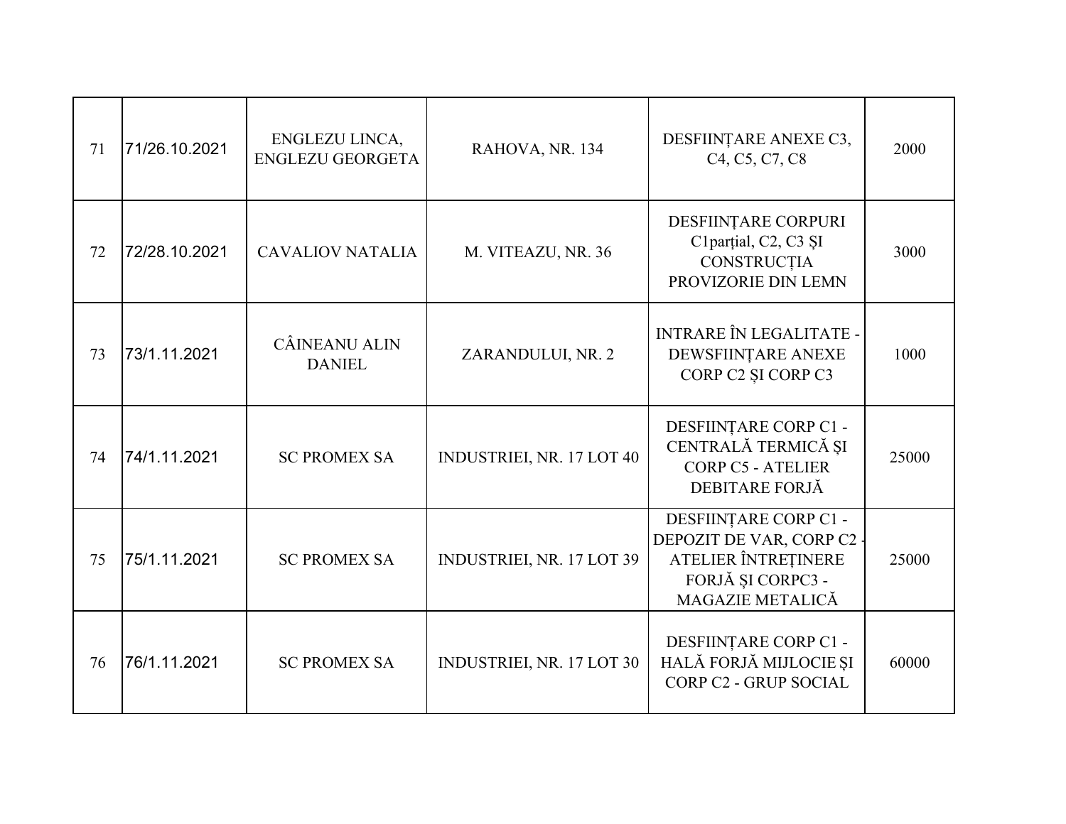| | | | | | |
|---|---|---|---|---|---|
| 71 | 71/26.10.2021 | ENGLEZU LINCA, ENGLEZU GEORGETA | RAHOVA, NR. 134 | DESFIINȚARE ANEXE C3, C4, C5, C7, C8 | 2000 |
| 72 | 72/28.10.2021 | CAVALIOV NATALIA | M. VITEAZU, NR. 36 | DESFIINȚARE CORPURI C1parțial, C2, C3 ȘI CONSTRUCȚIA PROVIZORIE DIN LEMN | 3000 |
| 73 | 73/1.11.2021 | CÂINEANU ALIN DANIEL | ZARANDULUI, NR. 2 | INTRARE ÎN LEGALITATE - DEWSFIINȚARE ANEXE CORP C2 ȘI CORP C3 | 1000 |
| 74 | 74/1.11.2021 | SC PROMEX SA | INDUSTRIEI, NR. 17 LOT 40 | DESFIINȚARE CORP C1 - CENTRALĂ TERMICĂ ȘI CORP C5 - ATELIER DEBITARE FORJĂ | 25000 |
| 75 | 75/1.11.2021 | SC PROMEX SA | INDUSTRIEI, NR. 17 LOT 39 | DESFIINȚARE CORP C1 - DEPOZIT DE VAR, CORP C2 - ATELIER ÎNTREȚINERE FORJĂ ȘI CORPC3 - MAGAZIE METALICĂ | 25000 |
| 76 | 76/1.11.2021 | SC PROMEX SA | INDUSTRIEI, NR. 17 LOT 30 | DESFIINȚARE CORP C1 - HALĂ FORJĂ MIJLOCIE ȘI CORP C2 - GRUP SOCIAL | 60000 |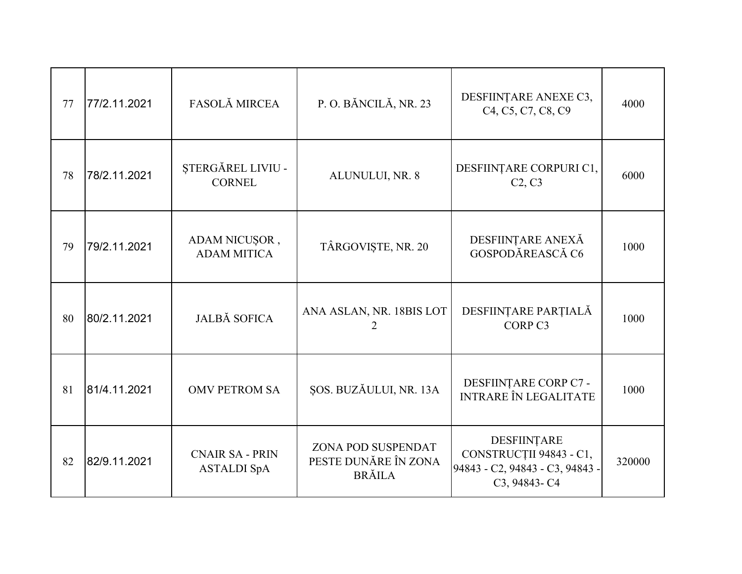| 77 | 77/2.11.2021 | FASOLĂ MIRCEA | P. O. BĂNCILĂ, NR. 23 | DESFIINȚARE ANEXE C3, C4, C5, C7, C8, C9 | 4000 |
|---|---|---|---|---|---|
| 78 | 78/2.11.2021 | ȘTERGĂREL LIVIU - CORNEL | ALUNULUI, NR. 8 | DESFIINȚARE CORPURI C1, C2, C3 | 6000 |
| 79 | 79/2.11.2021 | ADAM NICUȘOR , ADAM MITICA | TÂRGOVIȘTE, NR. 20 | DESFIINȚARE ANEXĂ GOSPODĂREASCĂ C6 | 1000 |
| 80 | 80/2.11.2021 | JALBĂ SOFICA | ANA ASLAN, NR. 18BIS LOT 2 | DESFIINȚARE PARȚIALĂ CORP C3 | 1000 |
| 81 | 81/4.11.2021 | OMV PETROM SA | ȘOS. BUZĂULUI, NR. 13A | DESFIINȚARE CORP C7 - INTRARE ÎN LEGALITATE | 1000 |
| 82 | 82/9.11.2021 | CNAIR SA - PRIN ASTALDI SpA | ZONA POD SUSPENDAT PESTE DUNĂRE ÎN ZONA BRĂILA | DESFIINȚARE CONSTRUCȚII 94843 - C1, 94843 - C2, 94843 - C3, 94843 - C3, 94843- C4 | 320000 |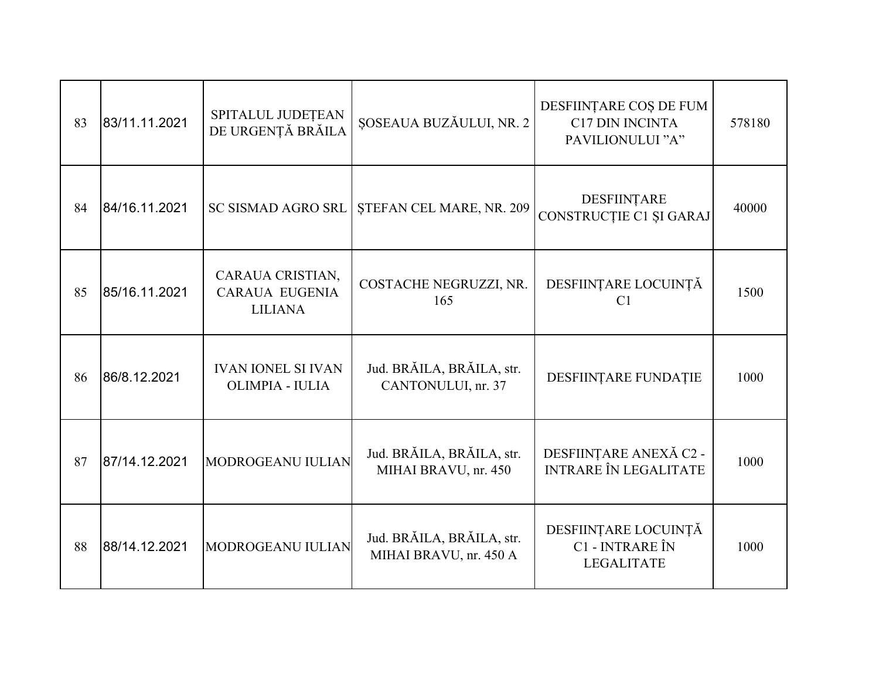| 83 | 83/11.11.2021 | SPITALUL JUDEȚEAN DE URGENȚĂ BRĂILA | ȘOSEAUA BUZĂULUI, NR. 2 | DESFIINȚARE COȘ DE FUM C17 DIN INCINTA PAVILIONULUI "A" | 578180 |
|---|---|---|---|---|---|
| 84 | 84/16.11.2021 | SC SISMAD AGRO SRL | ȘTEFAN CEL MARE, NR. 209 | DESFIINȚARE CONSTRUCȚIE C1 ȘI GARAJ | 40000 |
| 85 | 85/16.11.2021 | CARAUA CRISTIAN, CARAUA EUGENIA LILIANA | COSTACHE NEGRUZZI, NR. 165 | DESFIINȚARE LOCUINȚĂ C1 | 1500 |
| 86 | 86/8.12.2021 | IVAN IONEL SI IVAN OLIMPIA - IULIA | Jud. BRĂILA, BRĂILA, str. CANTONULUI, nr. 37 | DESFIINȚARE FUNDAȚIE | 1000 |
| 87 | 87/14.12.2021 | MODROGEANU IULIAN | Jud. BRĂILA, BRĂILA, str. MIHAI BRAVU, nr. 450 | DESFIINȚARE ANEXĂ C2 - INTRARE ÎN LEGALITATE | 1000 |
| 88 | 88/14.12.2021 | MODROGEANU IULIAN | Jud. BRĂILA, BRĂILA, str. MIHAI BRAVU, nr. 450 A | DESFIINȚARE LOCUINȚĂ C1 - INTRARE ÎN LEGALITATE | 1000 |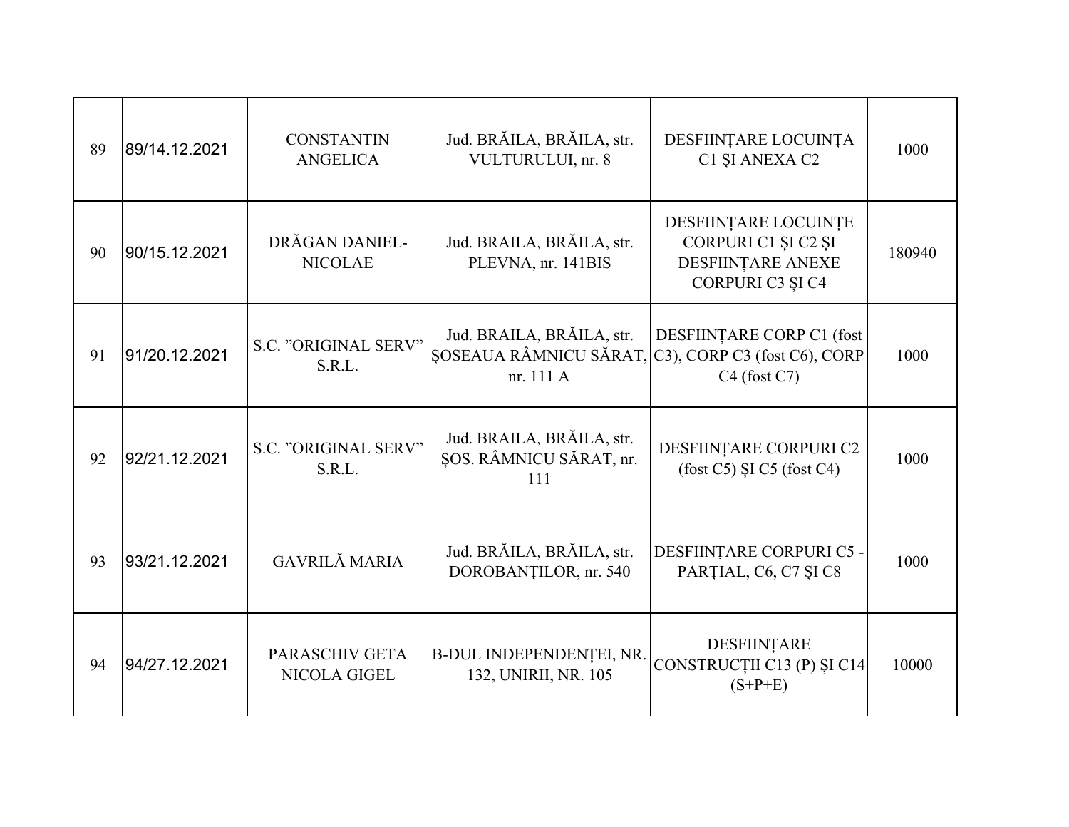| | | | | | |
|---|---|---|---|---|---|
| 89 | 89/14.12.2021 | CONSTANTIN ANGELICA | Jud. BRĂILA, BRĂILA, str. VULTURULUI, nr. 8 | DESFIINȚARE LOCUINȚA C1 ȘI ANEXA C2 | 1000 |
| 90 | 90/15.12.2021 | DRĂGAN DANIEL-NICOLAE | Jud. BRAILA, BRĂILA, str. PLEVNA, nr. 141BIS | DESFIINȚARE LOCUINȚE CORPURI C1 ȘI C2 ȘI DESFIINȚARE ANEXE CORPURI C3 ȘI C4 | 180940 |
| 91 | 91/20.12.2021 | S.C. ”ORIGINAL SERV” S.R.L. | Jud. BRAILA, BRĂILA, str. ȘOSEAUA RÂMNICU SĂRAT, nr. 111 A | DESFIINȚARE CORP C1 (fost C3), CORP C3 (fost C6), CORP C4 (fost C7) | 1000 |
| 92 | 92/21.12.2021 | S.C. ”ORIGINAL SERV” S.R.L. | Jud. BRAILA, BRĂILA, str. ȘOS. RÂMNICU SĂRAT, nr. 111 | DESFIINȚARE CORPURI C2 (fost C5) ȘI C5 (fost C4) | 1000 |
| 93 | 93/21.12.2021 | GAVRILĂ MARIA | Jud. BRĂILA, BRĂILA, str. DOROBANȚILOR, nr. 540 | DESFIINȚARE CORPURI C5 - PARȚIAL, C6, C7 ȘI C8 | 1000 |
| 94 | 94/27.12.2021 | PARASCHIV GETA NICOLA GIGEL | B-DUL INDEPENDENȚEI, NR. 132, UNIRII, NR. 105 | DESFIINȚARE CONSTRUCȚII C13 (P) ȘI C14 (S+P+E) | 10000 |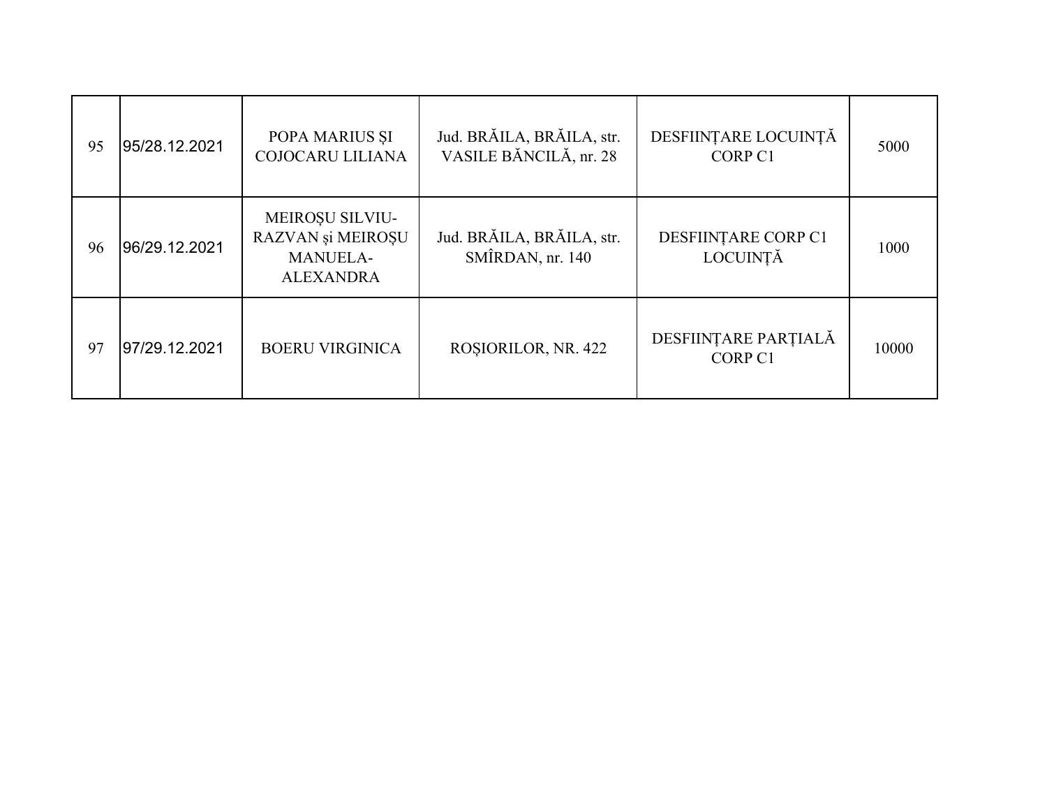| | | | | | |
|---|---|---|---|---|---|
| 95 | 95/28.12.2021 | POPA MARIUS ȘI COJOCARU LILIANA | Jud. BRĂILA, BRĂILA, str. VASILE BĂNCILĂ, nr. 28 | DESFIINȚARE LOCUINȚĂ CORP C1 | 5000 |
| 96 | 96/29.12.2021 | MEIROȘU SILVIU-RAZVAN și MEIROȘU MANUELA-ALEXANDRA | Jud. BRĂILA, BRĂILA, str. SMÎRDAN, nr. 140 | DESFIINȚARE CORP C1 LOCUINȚĂ | 1000 |
| 97 | 97/29.12.2021 | BOERU VIRGINICA | ROȘIORILOR, NR. 422 | DESFIINȚARE PARȚIALĂ CORP C1 | 10000 |